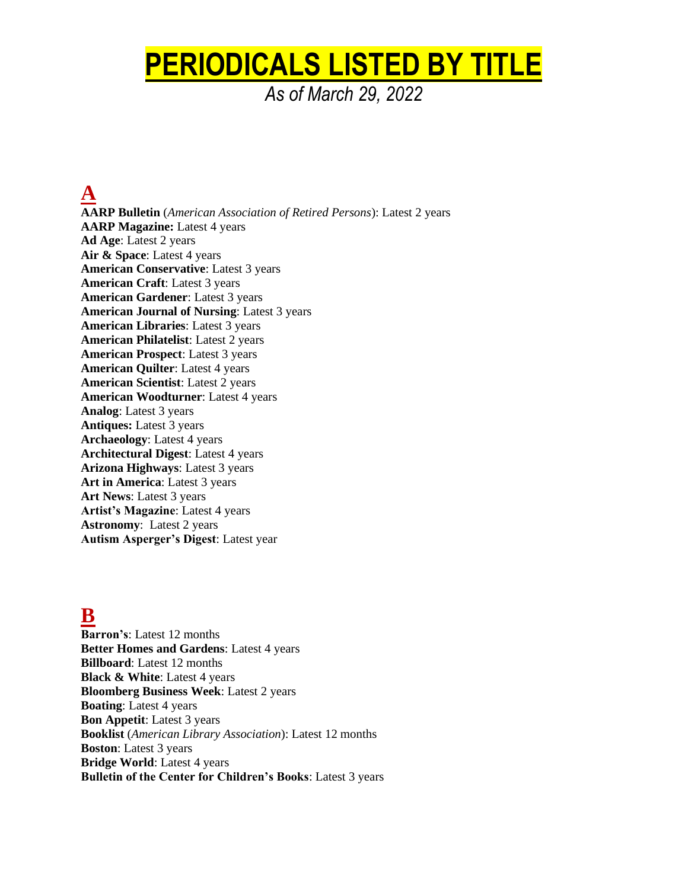# PERIODICALS LISTED BY TITLE

*As of March 29, 2022*

## A

**AARP Bulletin** (*American Association of Retired Persons*): Latest 2 years
**AARP Magazine:** Latest 4 years
**Ad Age**: Latest 2 years
**Air & Space**: Latest 4 years
**American Conservative**: Latest 3 years
**American Craft**: Latest 3 years
**American Gardener**: Latest 3 years
**American Journal of Nursing**: Latest 3 years
**American Libraries**: Latest 3 years
**American Philatelist**: Latest 2 years
**American Prospect**: Latest 3 years
**American Quilter**: Latest 4 years
**American Scientist**: Latest 2 years
**American Woodturner**: Latest 4 years
**Analog**: Latest 3 years
**Antiques:** Latest 3 years
**Archaeology**: Latest 4 years
**Architectural Digest**: Latest 4 years
**Arizona Highways**: Latest 3 years
**Art in America**: Latest 3 years
**Art News**: Latest 3 years
**Artist's Magazine**: Latest 4 years
**Astronomy**: Latest 2 years
**Autism Asperger's Digest**: Latest year

## B

**Barron's**: Latest 12 months
**Better Homes and Gardens**: Latest 4 years
**Billboard**: Latest 12 months
**Black & White**: Latest 4 years
**Bloomberg Business Week**: Latest 2 years
**Boating**: Latest 4 years
**Bon Appetit**: Latest 3 years
**Booklist** (*American Library Association*): Latest 12 months
**Boston**: Latest 3 years
**Bridge World**: Latest 4 years
**Bulletin of the Center for Children's Books**: Latest 3 years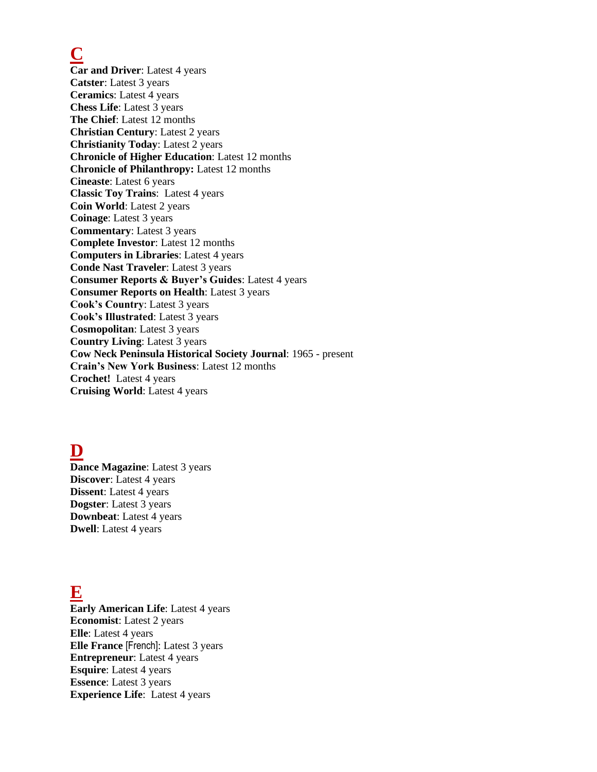# C

**Car and Driver**: Latest 4 years
**Catster**: Latest 3 years
**Ceramics**: Latest 4 years
**Chess Life**: Latest 3 years
**The Chief**: Latest 12 months
**Christian Century**: Latest 2 years
**Christianity Today**: Latest 2 years
**Chronicle of Higher Education**: Latest 12 months
**Chronicle of Philanthropy:** Latest 12 months
**Cineaste**: Latest 6 years
**Classic Toy Trains**: Latest 4 years
**Coin World**: Latest 2 years
**Coinage**: Latest 3 years
**Commentary**: Latest 3 years
**Complete Investor**: Latest 12 months
**Computers in Libraries**: Latest 4 years
**Conde Nast Traveler**: Latest 3 years
**Consumer Reports & Buyer's Guides**: Latest 4 years
**Consumer Reports on Health**: Latest 3 years
**Cook's Country**: Latest 3 years
**Cook's Illustrated**: Latest 3 years
**Cosmopolitan**: Latest 3 years
**Country Living**: Latest 3 years
**Cow Neck Peninsula Historical Society Journal**: 1965 - present
**Crain's New York Business**: Latest 12 months
**Crochet!** Latest 4 years
**Cruising World**: Latest 4 years

# D

**Dance Magazine**: Latest 3 years
**Discover**: Latest 4 years
**Dissent**: Latest 4 years
**Dogster**: Latest 3 years
**Downbeat**: Latest 4 years
**Dwell**: Latest 4 years

# E

**Early American Life**: Latest 4 years
**Economist**: Latest 2 years
**Elle**: Latest 4 years
**Elle France** [French]: Latest 3 years
**Entrepreneur**: Latest 4 years
**Esquire**: Latest 4 years
**Essence**: Latest 3 years
**Experience Life**: Latest 4 years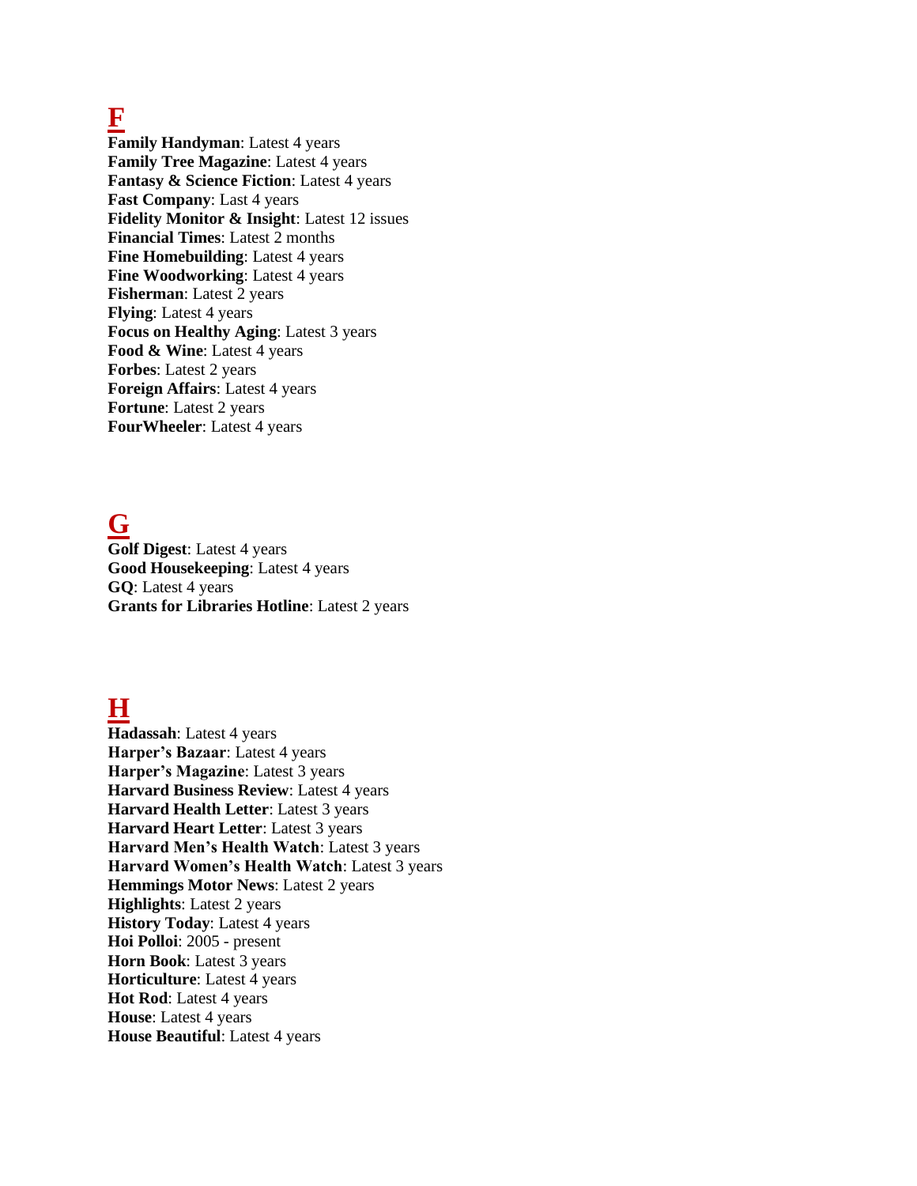# F

**Family Handyman**: Latest 4 years
**Family Tree Magazine**: Latest 4 years
**Fantasy & Science Fiction**: Latest 4 years
**Fast Company**: Last 4 years
**Fidelity Monitor & Insight**: Latest 12 issues
**Financial Times**: Latest 2 months
**Fine Homebuilding**: Latest 4 years
**Fine Woodworking**: Latest 4 years
**Fisherman**: Latest 2 years
**Flying**: Latest 4 years
**Focus on Healthy Aging**: Latest 3 years
**Food & Wine**: Latest 4 years
**Forbes**: Latest 2 years
**Foreign Affairs**: Latest 4 years
**Fortune**: Latest 2 years
**FourWheeler**: Latest 4 years

# G

**Golf Digest**: Latest 4 years
**Good Housekeeping**: Latest 4 years
**GQ**: Latest 4 years
**Grants for Libraries Hotline**: Latest 2 years

# H

**Hadassah**: Latest 4 years
**Harper's Bazaar**: Latest 4 years
**Harper's Magazine**: Latest 3 years
**Harvard Business Review**: Latest 4 years
**Harvard Health Letter**: Latest 3 years
**Harvard Heart Letter**: Latest 3 years
**Harvard Men's Health Watch**: Latest 3 years
**Harvard Women's Health Watch**: Latest 3 years
**Hemmings Motor News**: Latest 2 years
**Highlights**: Latest 2 years
**History Today**: Latest 4 years
**Hoi Polloi**: 2005 - present
**Horn Book**: Latest 3 years
**Horticulture**: Latest 4 years
**Hot Rod**: Latest 4 years
**House**: Latest 4 years
**House Beautiful**: Latest 4 years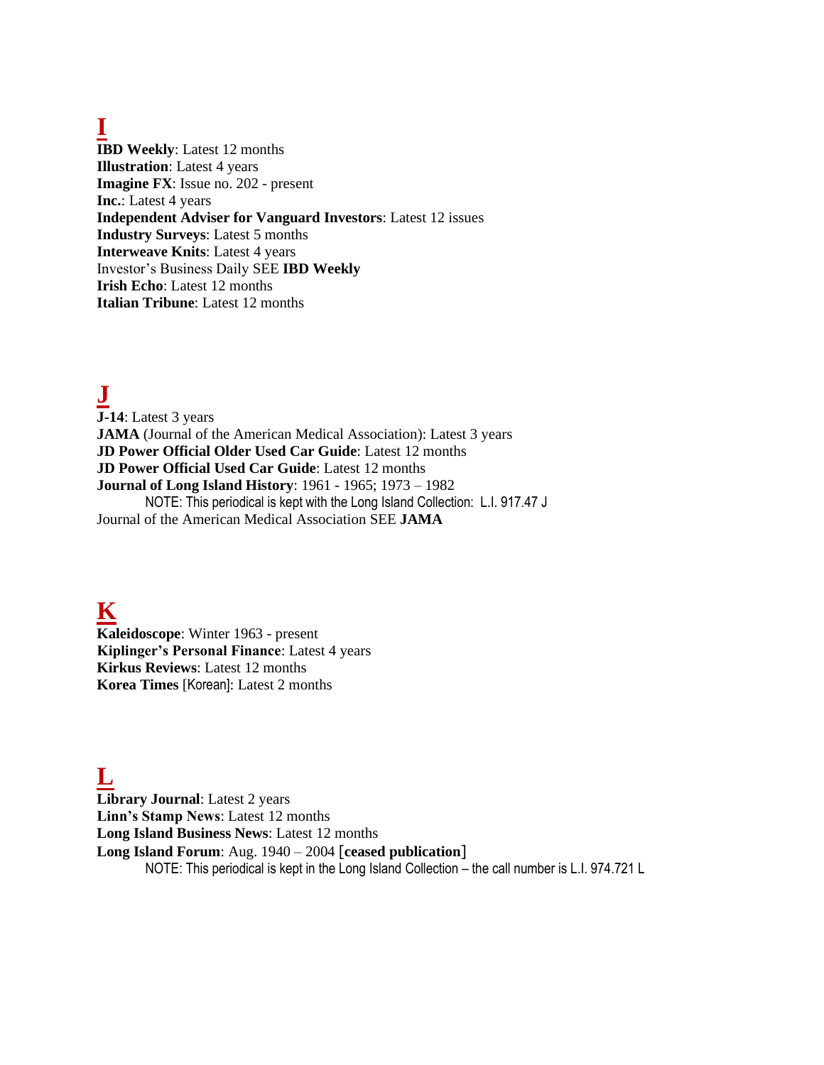# I

**IBD Weekly**: Latest 12 months
**Illustration**: Latest 4 years
**Imagine FX**: Issue no. 202 - present
**Inc.**: Latest 4 years
**Independent Adviser for Vanguard Investors**: Latest 12 issues
**Industry Surveys**: Latest 5 months
**Interweave Knits**: Latest 4 years
Investor's Business Daily SEE **IBD Weekly**
**Irish Echo**: Latest 12 months
**Italian Tribune**: Latest 12 months

# J

**J-14**: Latest 3 years
**JAMA** (Journal of the American Medical Association): Latest 3 years
**JD Power Official Older Used Car Guide**: Latest 12 months
**JD Power Official Used Car Guide**: Latest 12 months
**Journal of Long Island History**: 1961 - 1965; 1973 – 1982
   NOTE: This periodical is kept with the Long Island Collection: L.I. 917.47 J
Journal of the American Medical Association SEE **JAMA**

# K

**Kaleidoscope**: Winter 1963 - present
**Kiplinger's Personal Finance**: Latest 4 years
**Kirkus Reviews**: Latest 12 months
**Korea Times** [Korean]: Latest 2 months

# L

**Library Journal**: Latest 2 years
**Linn's Stamp News**: Latest 12 months
**Long Island Business News**: Latest 12 months
**Long Island Forum**: Aug. 1940 – 2004 [**ceased publication**]
   NOTE: This periodical is kept in the Long Island Collection – the call number is L.I. 974.721 L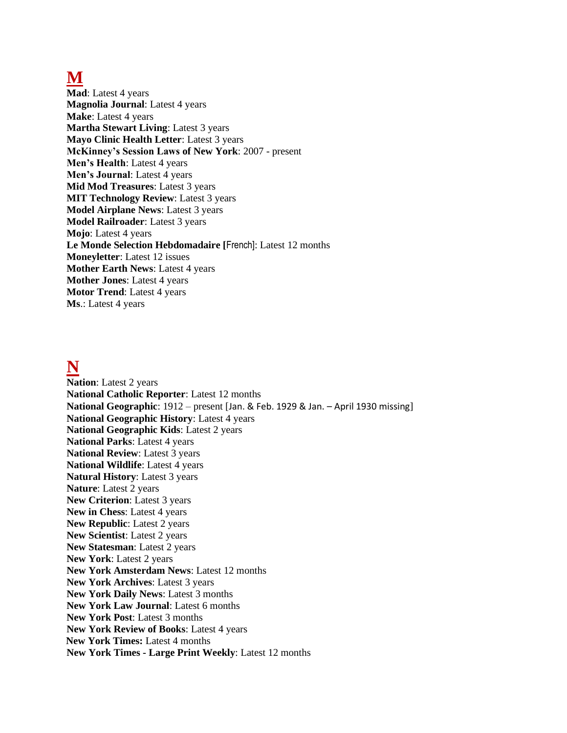# M

**Mad**: Latest 4 years
**Magnolia Journal**: Latest 4 years
**Make**: Latest 4 years
**Martha Stewart Living**: Latest 3 years
**Mayo Clinic Health Letter**: Latest 3 years
**McKinney's Session Laws of New York**: 2007 - present
**Men's Health**: Latest 4 years
**Men's Journal**: Latest 4 years
**Mid Mod Treasures**: Latest 3 years
**MIT Technology Review**: Latest 3 years
**Model Airplane News**: Latest 3 years
**Model Railroader**: Latest 3 years
**Mojo**: Latest 4 years
**Le Monde Selection Hebdomadaire [**French]: Latest 12 months
**Moneyletter**: Latest 12 issues
**Mother Earth News**: Latest 4 years
**Mother Jones**: Latest 4 years
**Motor Trend**: Latest 4 years
**Ms**.: Latest 4 years

# N

**Nation**: Latest 2 years
**National Catholic Reporter**: Latest 12 months
**National Geographic**: 1912 – present [Jan. & Feb. 1929 & Jan. – April 1930 missing]
**National Geographic History**: Latest 4 years
**National Geographic Kids**: Latest 2 years
**National Parks**: Latest 4 years
**National Review**: Latest 3 years
**National Wildlife**: Latest 4 years
**Natural History**: Latest 3 years
**Nature**: Latest 2 years
**New Criterion**: Latest 3 years
**New in Chess**: Latest 4 years
**New Republic**: Latest 2 years
**New Scientist**: Latest 2 years
**New Statesman**: Latest 2 years
**New York**: Latest 2 years
**New York Amsterdam News**: Latest 12 months
**New York Archives**: Latest 3 years
**New York Daily News**: Latest 3 months
**New York Law Journal**: Latest 6 months
**New York Post**: Latest 3 months
**New York Review of Books**: Latest 4 years
**New York Times:** Latest 4 months
**New York Times - Large Print Weekly**: Latest 12 months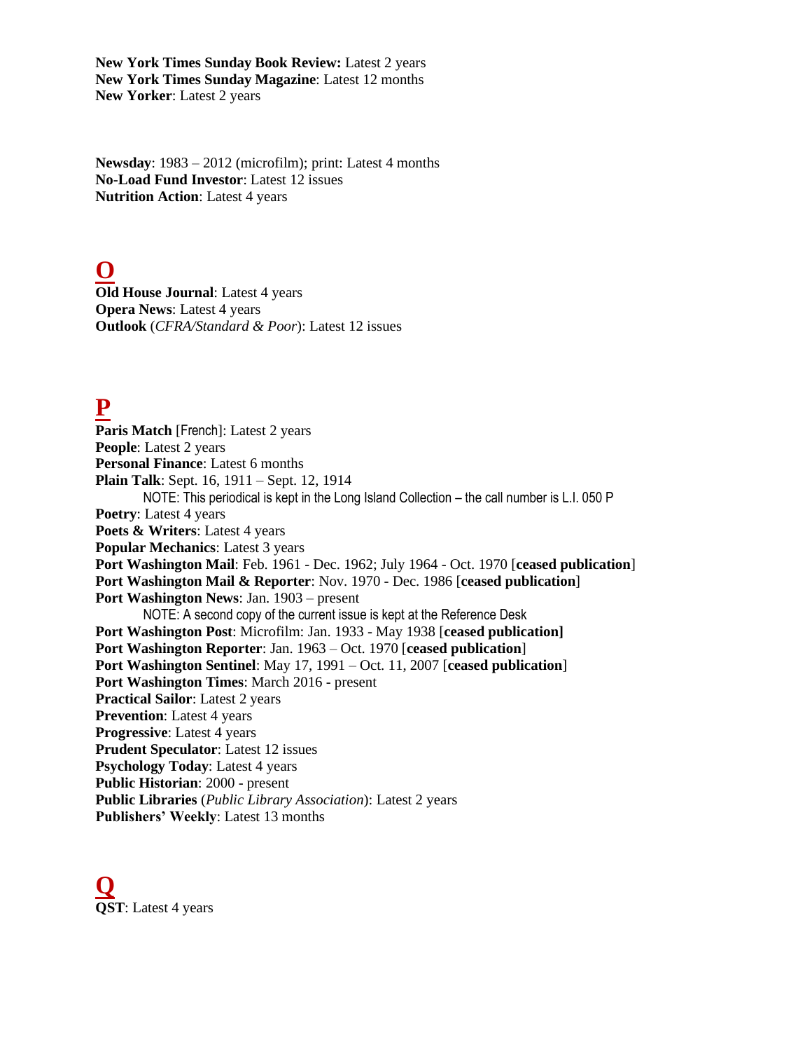**New York Times Sunday Book Review:** Latest 2 years
**New York Times Sunday Magazine**: Latest 12 months
**New Yorker**: Latest 2 years

**Newsday**: 1983 – 2012 (microfilm); print: Latest 4 months
**No-Load Fund Investor**: Latest 12 issues
**Nutrition Action**: Latest 4 years

# O

**Old House Journal**: Latest 4 years
**Opera News**: Latest 4 years
**Outlook** (*CFRA/Standard & Poor*): Latest 12 issues

# P

**Paris Match** [French]: Latest 2 years
**People**: Latest 2 years
**Personal Finance**: Latest 6 months
**Plain Talk**: Sept. 16, 1911 – Sept. 12, 1914
    NOTE: This periodical is kept in the Long Island Collection – the call number is L.I. 050 P
**Poetry**: Latest 4 years
**Poets & Writers**: Latest 4 years
**Popular Mechanics**: Latest 3 years
**Port Washington Mail**: Feb. 1961 - Dec. 1962; July 1964 - Oct. 1970 [**ceased publication**]
**Port Washington Mail & Reporter**: Nov. 1970 - Dec. 1986 [**ceased publication**]
**Port Washington News**: Jan. 1903 – present
    NOTE: A second copy of the current issue is kept at the Reference Desk
**Port Washington Post**: Microfilm: Jan. 1933 - May 1938 [**ceased publication]**
**Port Washington Reporter**: Jan. 1963 – Oct. 1970 [**ceased publication**]
**Port Washington Sentinel**: May 17, 1991 – Oct. 11, 2007 [**ceased publication**]
**Port Washington Times**: March 2016 - present
**Practical Sailor**: Latest 2 years
**Prevention**: Latest 4 years
**Progressive**: Latest 4 years
**Prudent Speculator**: Latest 12 issues
**Psychology Today**: Latest 4 years
**Public Historian**: 2000 - present
**Public Libraries** (*Public Library Association*): Latest 2 years
**Publishers' Weekly**: Latest 13 months

# Q

**QST**: Latest 4 years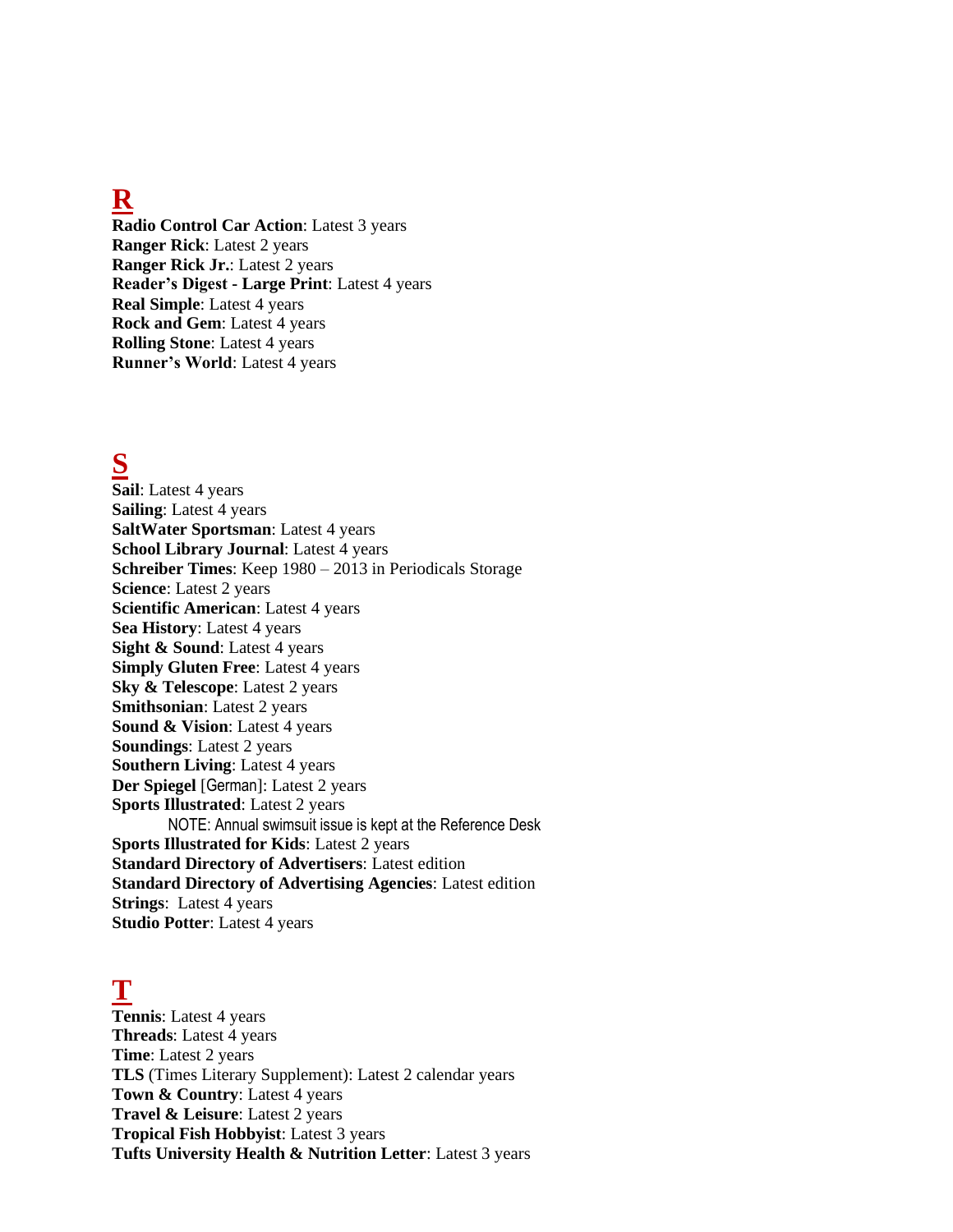# R

**Radio Control Car Action**: Latest 3 years
**Ranger Rick**: Latest 2 years
**Ranger Rick Jr.**: Latest 2 years
**Reader's Digest - Large Print**: Latest 4 years
**Real Simple**: Latest 4 years
**Rock and Gem**: Latest 4 years
**Rolling Stone**: Latest 4 years
**Runner's World**: Latest 4 years

# S

**Sail**: Latest 4 years
**Sailing**: Latest 4 years
**SaltWater Sportsman**: Latest 4 years
**School Library Journal**: Latest 4 years
**Schreiber Times**: Keep 1980 – 2013 in Periodicals Storage
**Science**: Latest 2 years
**Scientific American**: Latest 4 years
**Sea History**: Latest 4 years
**Sight & Sound**: Latest 4 years
**Simply Gluten Free**: Latest 4 years
**Sky & Telescope**: Latest 2 years
**Smithsonian**: Latest 2 years
**Sound & Vision**: Latest 4 years
**Soundings**: Latest 2 years
**Southern Living**: Latest 4 years
**Der Spiegel** [German]: Latest 2 years
**Sports Illustrated**: Latest 2 years
NOTE: Annual swimsuit issue is kept at the Reference Desk
**Sports Illustrated for Kids**: Latest 2 years
**Standard Directory of Advertisers**: Latest edition
**Standard Directory of Advertising Agencies**: Latest edition
**Strings**: Latest 4 years
**Studio Potter**: Latest 4 years

# T

**Tennis**: Latest 4 years
**Threads**: Latest 4 years
**Time**: Latest 2 years
**TLS** (Times Literary Supplement): Latest 2 calendar years
**Town & Country**: Latest 4 years
**Travel & Leisure**: Latest 2 years
**Tropical Fish Hobbyist**: Latest 3 years
**Tufts University Health & Nutrition Letter**: Latest 3 years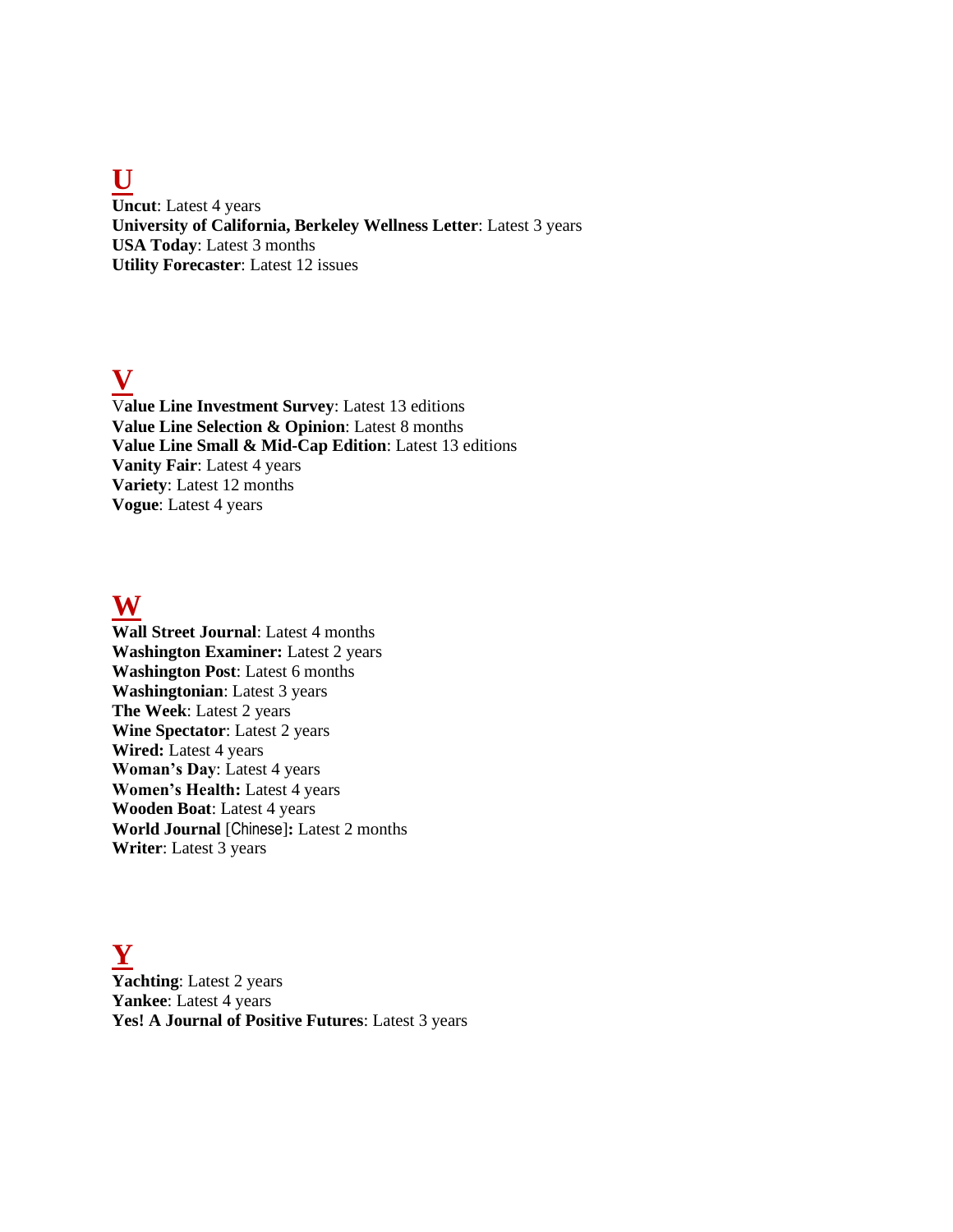## U

**Uncut**: Latest 4 years
**University of California, Berkeley Wellness Letter**: Latest 3 years
**USA Today**: Latest 3 months
**Utility Forecaster**: Latest 12 issues

## V

V**alue Line Investment Survey**: Latest 13 editions
**Value Line Selection & Opinion**: Latest 8 months
**Value Line Small & Mid-Cap Edition**: Latest 13 editions
**Vanity Fair**: Latest 4 years
**Variety**: Latest 12 months
**Vogue**: Latest 4 years

## W

**Wall Street Journal**: Latest 4 months
**Washington Examiner:** Latest 2 years
**Washington Post**: Latest 6 months
**Washingtonian**: Latest 3 years
**The Week**: Latest 2 years
**Wine Spectator**: Latest 2 years
**Wired:** Latest 4 years
**Woman's Day**: Latest 4 years
**Women's Health:** Latest 4 years
**Wooden Boat**: Latest 4 years
**World Journal** [Chinese]**:** Latest 2 months
**Writer**: Latest 3 years

## Y

**Yachting**: Latest 2 years
**Yankee**: Latest 4 years
**Yes! A Journal of Positive Futures**: Latest 3 years